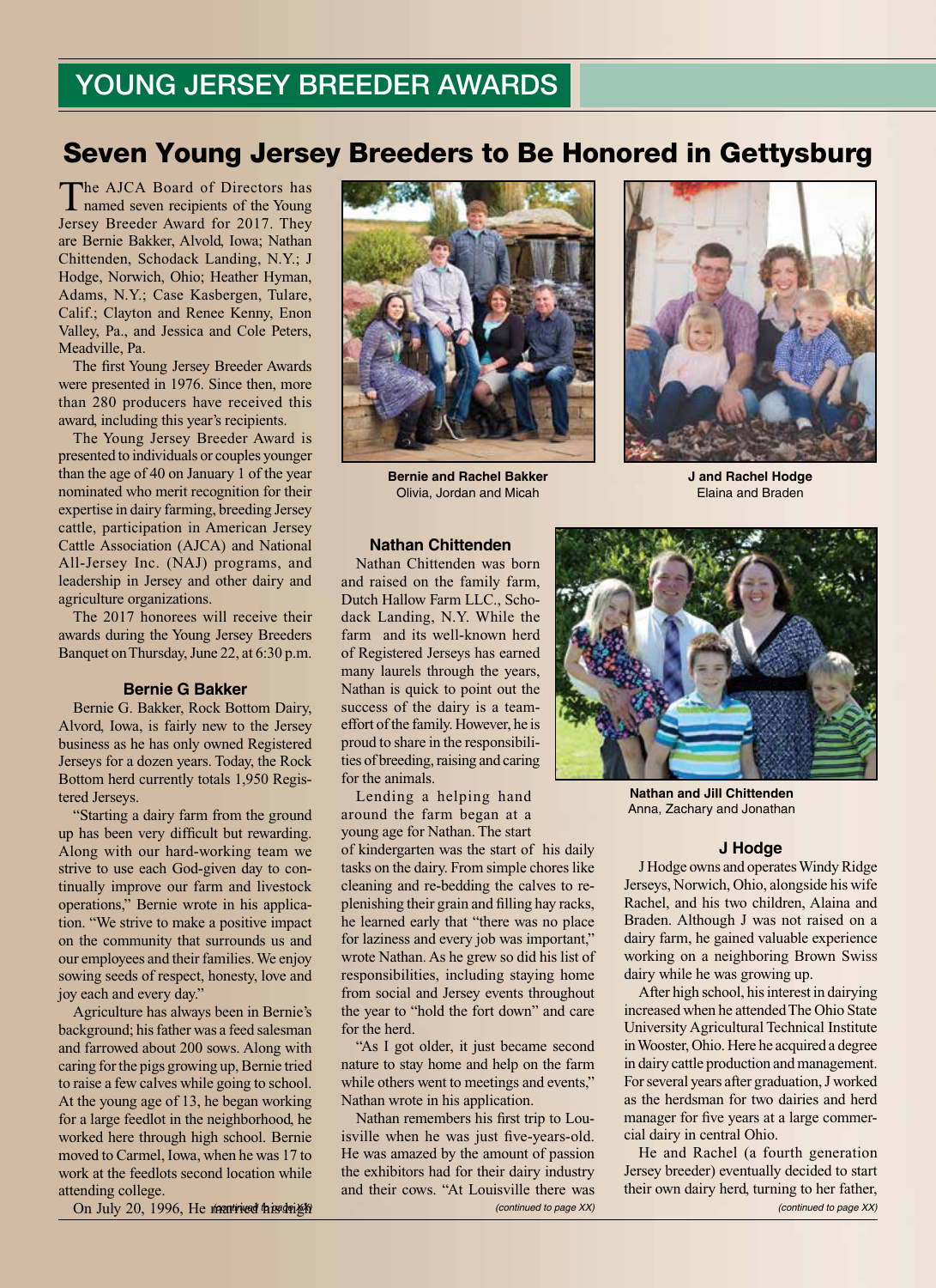## YOUNG JERSEY BREEDER AWARDS

# Seven Young Jersey Breeders to Be Honored in Gettysburg

The AJCA Board of Directors has named seven recipients of the Young Jersey Breeder Award for 2017. They are Bernie Bakker, Alvold, Iowa; Nathan Chittenden, Schodack Landing, N.Y.; J Hodge, Norwich, Ohio; Heather Hyman, Adams, N.Y.; Case Kasbergen, Tulare, Calif.; Clayton and Renee Kenny, Enon Valley, Pa., and Jessica and Cole Peters, Meadville, Pa.

The first Young Jersey Breeder Awards were presented in 1976. Since then, more than 280 producers have received this award, including this year's recipients.

The Young Jersey Breeder Award is presented to individuals or couples younger than the age of 40 on January 1 of the year nominated who merit recognition for their expertise in dairy farming, breeding Jersey cattle, participation in American Jersey Cattle Association (AJCA) and National All-Jersey Inc. (NAJ) programs, and leadership in Jersey and other dairy and agriculture organizations.

The 2017 honorees will receive their awards during the Young Jersey Breeders Banquet on Thursday, June 22, at 6:30 p.m.

### Bernie G Bakker

Bernie G. Bakker, Rock Bottom Dairy, Alvord, Iowa, is fairly new to the Jersey business as he has only owned Registered Jerseys for a dozen years. Today, the Rock Bottom herd currently totals 1,950 Registered Jerseys.

"Starting a dairy farm from the ground up has been very difficult but rewarding. Along with our hard-working team we strive to use each God-given day to continually improve our farm and livestock operations," Bernie wrote in his application. "We strive to make a positive impact on the community that surrounds us and our employees and their families. We enjoy sowing seeds of respect, honesty, love and joy each and every day."

Agriculture has always been in Bernie's background; his father was a feed salesman and farrowed about 200 sows. Along with caring for the pigs growing up, Bernie tried to raise a few calves while going to school. At the young age of 13, he began working for a large feedlot in the neighborhood, he worked here through high school. Bernie moved to Carmel, Iowa, when he was 17 to work at the feedlots second location while attending college.

On July 20, 1996, He married his high

*(continued to page XX)*

**Bernie and Rachel Bakker**
Olivia, Jordan and Micah

**J and Rachel Hodge**
Elaina and Braden

### Nathan Chittenden

Nathan Chittenden was born and raised on the family farm, Dutch Hallow Farm LLC., Schodack Landing, N.Y. While the farm and its well-known herd of Registered Jerseys has earned many laurels through the years, Nathan is quick to point out the success of the dairy is a team-effort of the family. However, he is proud to share in the responsibilities of breeding, raising and caring for the animals.

Lending a helping hand around the farm began at a young age for Nathan. The start of kindergarten was the start of his daily tasks on the dairy. From simple chores like cleaning and re-bedding the calves to replenishing their grain and filling hay racks, he learned early that "there was no place for laziness and every job was important," wrote Nathan. As he grew so did his list of responsibilities, including staying home from social and Jersey events throughout the year to "hold the fort down" and care for the herd.

"As I got older, it just became second nature to stay home and help on the farm while others went to meetings and events," Nathan wrote in his application.

Nathan remembers his first trip to Louisville when he was just five-years-old. He was amazed by the amount of passion the exhibitors had for their dairy industry and their cows. "At Louisville there was

*(continued to page XX)*

**Nathan and Jill Chittenden**
Anna, Zachary and Jonathan

### J Hodge

J Hodge owns and operates Windy Ridge Jerseys, Norwich, Ohio, alongside his wife Rachel, and his two children, Alaina and Braden. Although J was not raised on a dairy farm, he gained valuable experience working on a neighboring Brown Swiss dairy while he was growing up.

After high school, his interest in dairying increased when he attended The Ohio State University Agricultural Technical Institute in Wooster, Ohio. Here he acquired a degree in dairy cattle production and management. For several years after graduation, J worked as the herdsman for two dairies and herd manager for five years at a large commercial dairy in central Ohio.

He and Rachel (a fourth generation Jersey breeder) eventually decided to start their own dairy herd, turning to her father,

*(continued to page XX)*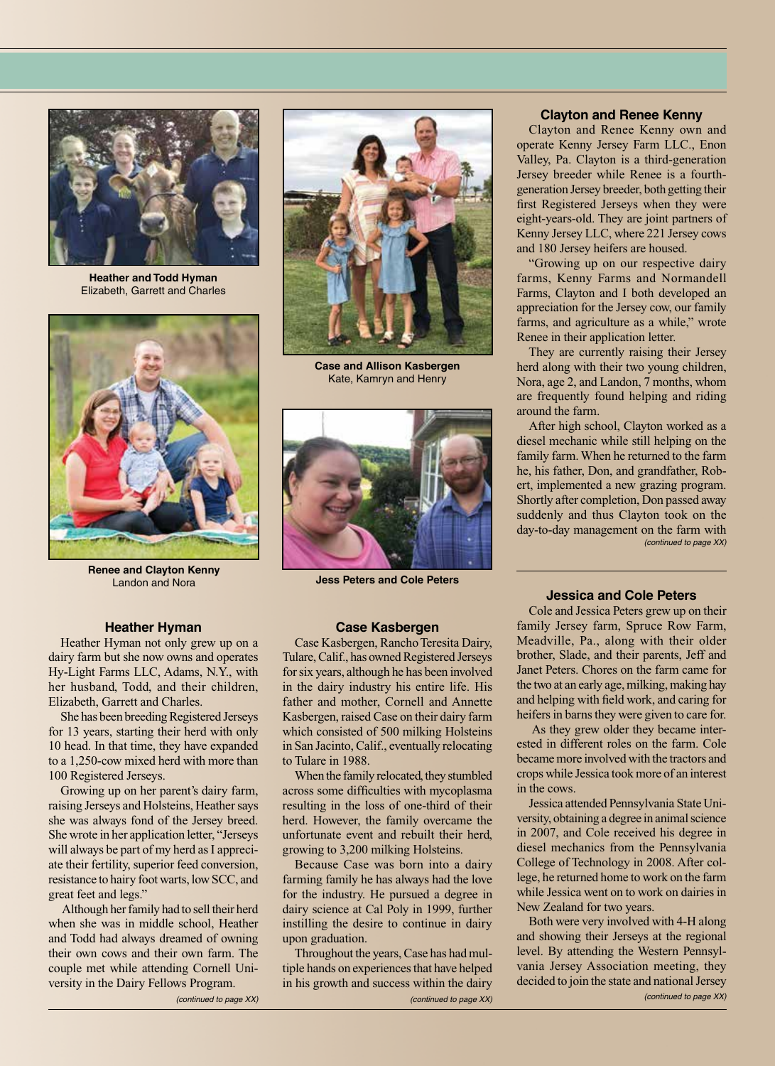**Heather and Todd Hyman**
Elizabeth, Garrett and Charles

**Renee and Clayton Kenny**
Landon and Nora

**Case and Allison Kasbergen**
Kate, Kamryn and Henry

**Jess Peters and Cole Peters**

### Heather Hyman

Heather Hyman not only grew up on a dairy farm but she now owns and operates Hy-Light Farms LLC, Adams, N.Y., with her husband, Todd, and their children, Elizabeth, Garrett and Charles.

She has been breeding Registered Jerseys for 13 years, starting their herd with only 10 head. In that time, they have expanded to a 1,250-cow mixed herd with more than 100 Registered Jerseys.

Growing up on her parent's dairy farm, raising Jerseys and Holsteins, Heather says she was always fond of the Jersey breed. She wrote in her application letter, "Jerseys will always be part of my herd as I appreciate their fertility, superior feed conversion, resistance to hairy foot warts, low SCC, and great feet and legs."

Although her family had to sell their herd when she was in middle school, Heather and Todd had always dreamed of owning their own cows and their own farm. The couple met while attending Cornell University in the Dairy Fellows Program.

*(continued to page XX)*

### Case Kasbergen

Case Kasbergen, Rancho Teresita Dairy, Tulare, Calif., has owned Registered Jerseys for six years, although he has been involved in the dairy industry his entire life. His father and mother, Cornell and Annette Kasbergen, raised Case on their dairy farm which consisted of 500 milking Holsteins in San Jacinto, Calif., eventually relocating to Tulare in 1988.

When the family relocated, they stumbled across some difficulties with mycoplasma resulting in the loss of one-third of their herd. However, the family overcame the unfortunate event and rebuilt their herd, growing to 3,200 milking Holsteins.

Because Case was born into a dairy farming family he has always had the love for the industry. He pursued a degree in dairy science at Cal Poly in 1999, further instilling the desire to continue in dairy upon graduation.

Throughout the years, Case has had multiple hands on experiences that have helped in his growth and success within the dairy

*(continued to page XX)*

### Clayton and Renee Kenny

Clayton and Renee Kenny own and operate Kenny Jersey Farm LLC., Enon Valley, Pa. Clayton is a third-generation Jersey breeder while Renee is a fourth-generation Jersey breeder, both getting their first Registered Jerseys when they were eight-years-old. They are joint partners of Kenny Jersey LLC, where 221 Jersey cows and 180 Jersey heifers are housed.

"Growing up on our respective dairy farms, Kenny Farms and Normandell Farms, Clayton and I both developed an appreciation for the Jersey cow, our family farms, and agriculture as a while," wrote Renee in their application letter.

They are currently raising their Jersey herd along with their two young children, Nora, age 2, and Landon, 7 months, whom are frequently found helping and riding around the farm.

After high school, Clayton worked as a diesel mechanic while still helping on the family farm. When he returned to the farm he, his father, Don, and grandfather, Robert, implemented a new grazing program. Shortly after completion, Don passed away suddenly and thus Clayton took on the day-to-day management on the farm with

*(continued to page XX)*

### Jessica and Cole Peters

Cole and Jessica Peters grew up on their family Jersey farm, Spruce Row Farm, Meadville, Pa., along with their older brother, Slade, and their parents, Jeff and Janet Peters. Chores on the farm came for the two at an early age, milking, making hay and helping with field work, and caring for heifers in barns they were given to care for.

As they grew older they became interested in different roles on the farm. Cole became more involved with the tractors and crops while Jessica took more of an interest in the cows.

Jessica attended Pennsylvania State University, obtaining a degree in animal science in 2007, and Cole received his degree in diesel mechanics from the Pennsylvania College of Technology in 2008. After college, he returned home to work on the farm while Jessica went on to work on dairies in New Zealand for two years.

Both were very involved with 4-H along and showing their Jerseys at the regional level. By attending the Western Pennsylvania Jersey Association meeting, they decided to join the state and national Jersey

*(continued to page XX)*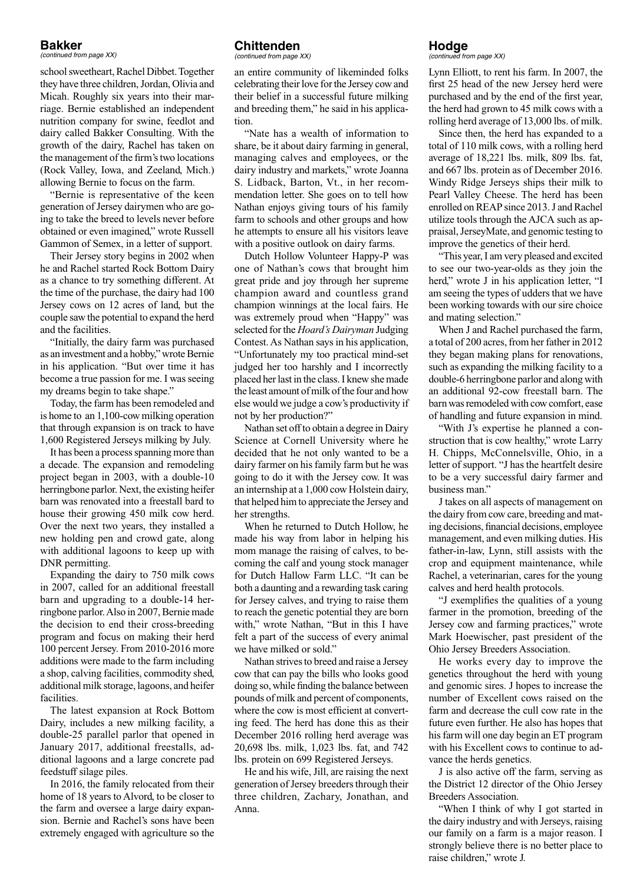## Bakker

*(continued from page XX)*

school sweetheart, Rachel Dibbet. Together they have three children, Jordan, Olivia and Micah. Roughly six years into their marriage. Bernie established an independent nutrition company for swine, feedlot and dairy called Bakker Consulting. With the growth of the dairy, Rachel has taken on the management of the firm's two locations (Rock Valley, Iowa, and Zeeland, Mich.) allowing Bernie to focus on the farm.

"Bernie is representative of the keen generation of Jersey dairymen who are going to take the breed to levels never before obtained or even imagined," wrote Russell Gammon of Semex, in a letter of support.

Their Jersey story begins in 2002 when he and Rachel started Rock Bottom Dairy as a chance to try something different. At the time of the purchase, the dairy had 100 Jersey cows on 12 acres of land, but the couple saw the potential to expand the herd and the facilities.

"Initially, the dairy farm was purchased as an investment and a hobby," wrote Bernie in his application. "But over time it has become a true passion for me. I was seeing my dreams begin to take shape."

Today, the farm has been remodeled and is home to an 1,100-cow milking operation that through expansion is on track to have 1,600 Registered Jerseys milking by July.

It has been a process spanning more than a decade. The expansion and remodeling project began in 2003, with a double-10 herringbone parlor. Next, the existing heifer barn was renovated into a freestall bard to house their growing 450 milk cow herd. Over the next two years, they installed a new holding pen and crowd gate, along with additional lagoons to keep up with DNR permitting.

Expanding the dairy to 750 milk cows in 2007, called for an additional freestall barn and upgrading to a double-14 herringbone parlor. Also in 2007, Bernie made the decision to end their cross-breeding program and focus on making their herd 100 percent Jersey. From 2010-2016 more additions were made to the farm including a shop, calving facilities, commodity shed, additional milk storage, lagoons, and heifer facilities.

The latest expansion at Rock Bottom Dairy, includes a new milking facility, a double-25 parallel parlor that opened in January 2017, additional freestalls, additional lagoons and a large concrete pad feedstuff silage piles.

In 2016, the family relocated from their home of 18 years to Alvord, to be closer to the farm and oversee a large dairy expansion. Bernie and Rachel's sons have been extremely engaged with agriculture so the

## Chittenden

*(continued from page XX)*

an entire community of likeminded folks celebrating their love for the Jersey cow and their belief in a successful future milking and breeding them," he said in his application.

"Nate has a wealth of information to share, be it about dairy farming in general, managing calves and employees, or the dairy industry and markets," wrote Joanna S. Lidback, Barton, Vt., in her recommendation letter. She goes on to tell how Nathan enjoys giving tours of his family farm to schools and other groups and how he attempts to ensure all his visitors leave with a positive outlook on dairy farms.

Dutch Hollow Volunteer Happy-P was one of Nathan's cows that brought him great pride and joy through her supreme champion award and countless grand champion winnings at the local fairs. He was extremely proud when "Happy" was selected for the *Hoard's Dairyman* Judging Contest. As Nathan says in his application, "Unfortunately my too practical mind-set judged her too harshly and I incorrectly placed her last in the class. I knew she made the least amount of milk of the four and how else would we judge a cow's productivity if not by her production?"

Nathan set off to obtain a degree in Dairy Science at Cornell University where he decided that he not only wanted to be a dairy farmer on his family farm but he was going to do it with the Jersey cow. It was an internship at a 1,000 cow Holstein dairy, that helped him to appreciate the Jersey and her strengths.

When he returned to Dutch Hollow, he made his way from labor in helping his mom manage the raising of calves, to becoming the calf and young stock manager for Dutch Hallow Farm LLC. "It can be both a daunting and a rewarding task caring for Jersey calves, and trying to raise them to reach the genetic potential they are born with," wrote Nathan, "But in this I have felt a part of the success of every animal we have milked or sold."

Nathan strives to breed and raise a Jersey cow that can pay the bills who looks good doing so, while finding the balance between pounds of milk and percent of components, where the cow is most efficient at converting feed. The herd has done this as their December 2016 rolling herd average was 20,698 lbs. milk, 1,023 lbs. fat, and 742 lbs. protein on 699 Registered Jerseys.

He and his wife, Jill, are raising the next generation of Jersey breeders through their three children, Zachary, Jonathan, and Anna.

## Hodge

*(continued from page XX)*

Lynn Elliott, to rent his farm. In 2007, the first 25 head of the new Jersey herd were purchased and by the end of the first year, the herd had grown to 45 milk cows with a rolling herd average of 13,000 lbs. of milk.

Since then, the herd has expanded to a total of 110 milk cows, with a rolling herd average of 18,221 lbs. milk, 809 lbs. fat, and 667 lbs. protein as of December 2016. Windy Ridge Jerseys ships their milk to Pearl Valley Cheese. The herd has been enrolled on REAP since 2013. J and Rachel utilize tools through the AJCA such as appraisal, JerseyMate, and genomic testing to improve the genetics of their herd.

"This year, I am very pleased and excited to see our two-year-olds as they join the herd," wrote J in his application letter, "I am seeing the types of udders that we have been working towards with our sire choice and mating selection."

When J and Rachel purchased the farm, a total of 200 acres, from her father in 2012 they began making plans for renovations, such as expanding the milking facility to a double-6 herringbone parlor and along with an additional 92-cow freestall barn. The barn was remodeled with cow comfort, ease of handling and future expansion in mind.

"With J's expertise he planned a construction that is cow healthy," wrote Larry H. Chipps, McConnelsville, Ohio, in a letter of support. "J has the heartfelt desire to be a very successful dairy farmer and business man."

J takes on all aspects of management on the dairy from cow care, breeding and mating decisions, financial decisions, employee management, and even milking duties. His father-in-law, Lynn, still assists with the crop and equipment maintenance, while Rachel, a veterinarian, cares for the young calves and herd health protocols.

"J exemplifies the qualities of a young farmer in the promotion, breeding of the Jersey cow and farming practices," wrote Mark Hoewischer, past president of the Ohio Jersey Breeders Association.

He works every day to improve the genetics throughout the herd with young and genomic sires. J hopes to increase the number of Excellent cows raised on the farm and decrease the cull cow rate in the future even further. He also has hopes that his farm will one day begin an ET program with his Excellent cows to continue to advance the herds genetics.

J is also active off the farm, serving as the District 12 director of the Ohio Jersey Breeders Association.

"When I think of why I got started in the dairy industry and with Jerseys, raising our family on a farm is a major reason. I strongly believe there is no better place to raise children," wrote J.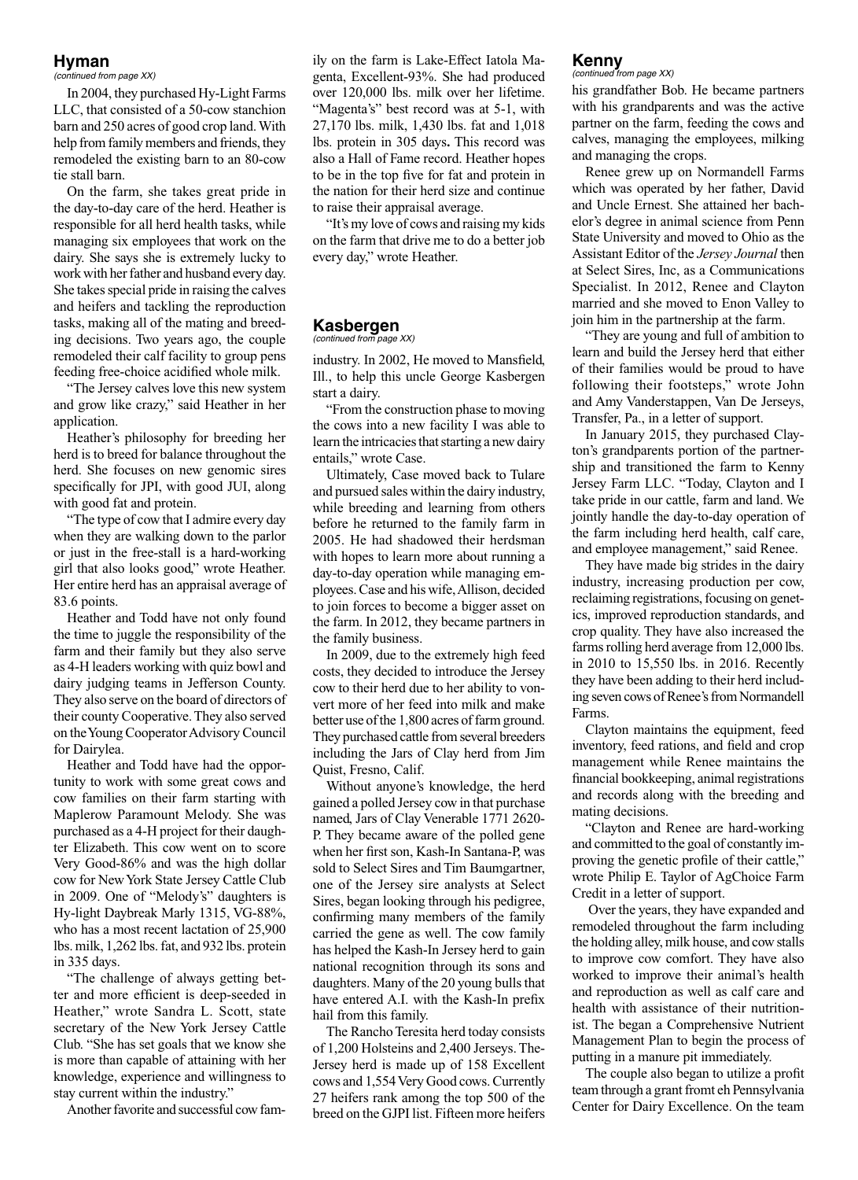## Hyman

*(continued from page XX)*

In 2004, they purchased Hy-Light Farms LLC, that consisted of a 50-cow stanchion barn and 250 acres of good crop land. With help from family members and friends, they remodeled the existing barn to an 80-cow tie stall barn.

On the farm, she takes great pride in the day-to-day care of the herd. Heather is responsible for all herd health tasks, while managing six employees that work on the dairy. She says she is extremely lucky to work with her father and husband every day. She takes special pride in raising the calves and heifers and tackling the reproduction tasks, making all of the mating and breeding decisions. Two years ago, the couple remodeled their calf facility to group pens feeding free-choice acidified whole milk.

"The Jersey calves love this new system and grow like crazy," said Heather in her application.

Heather's philosophy for breeding her herd is to breed for balance throughout the herd. She focuses on new genomic sires specifically for JPI, with good JUI, along with good fat and protein.

"The type of cow that I admire every day when they are walking down to the parlor or just in the free-stall is a hard-working girl that also looks good," wrote Heather. Her entire herd has an appraisal average of 83.6 points.

Heather and Todd have not only found the time to juggle the responsibility of the farm and their family but they also serve as 4-H leaders working with quiz bowl and dairy judging teams in Jefferson County. They also serve on the board of directors of their county Cooperative. They also served on the Young Cooperator Advisory Council for Dairylea.

Heather and Todd have had the opportunity to work with some great cows and cow families on their farm starting with Maplerow Paramount Melody. She was purchased as a 4-H project for their daughter Elizabeth. This cow went on to score Very Good-86% and was the high dollar cow for New York State Jersey Cattle Club in 2009. One of "Melody's" daughters is Hy-light Daybreak Marly 1315, VG-88%, who has a most recent lactation of 25,900 lbs. milk, 1,262 lbs. fat, and 932 lbs. protein in 335 days.

"The challenge of always getting better and more efficient is deep-seeded in Heather," wrote Sandra L. Scott, state secretary of the New York Jersey Cattle Club. "She has set goals that we know she is more than capable of attaining with her knowledge, experience and willingness to stay current within the industry."

Another favorite and successful cow family on the farm is Lake-Effect Iatola Magenta, Excellent-93%. She had produced over 120,000 lbs. milk over her lifetime. "Magenta's" best record was at 5-1, with 27,170 lbs. milk, 1,430 lbs. fat and 1,018 lbs. protein in 305 days**.** This record was also a Hall of Fame record. Heather hopes to be in the top five for fat and protein in the nation for their herd size and continue to raise their appraisal average.

"It's my love of cows and raising my kids on the farm that drive me to do a better job every day," wrote Heather.

## Kasbergen

*(continued from page XX)*

industry. In 2002, He moved to Mansfield, Ill., to help this uncle George Kasbergen start a dairy.

"From the construction phase to moving the cows into a new facility I was able to learn the intricacies that starting a new dairy entails," wrote Case.

Ultimately, Case moved back to Tulare and pursued sales within the dairy industry, while breeding and learning from others before he returned to the family farm in 2005. He had shadowed their herdsman with hopes to learn more about running a day-to-day operation while managing employees. Case and his wife, Allison, decided to join forces to become a bigger asset on the farm. In 2012, they became partners in the family business.

In 2009, due to the extremely high feed costs, they decided to introduce the Jersey cow to their herd due to her ability to convert more of her feed into milk and make better use of the 1,800 acres of farm ground. They purchased cattle from several breeders including the Jars of Clay herd from Jim Quist, Fresno, Calif.

Without anyone's knowledge, the herd gained a polled Jersey cow in that purchase named, Jars of Clay Venerable 1771 2620-P. They became aware of the polled gene when her first son, Kash-In Santana-P, was sold to Select Sires and Tim Baumgartner, one of the Jersey sire analysts at Select Sires, began looking through his pedigree, confirming many members of the family carried the gene as well. The cow family has helped the Kash-In Jersey herd to gain national recognition through its sons and daughters. Many of the 20 young bulls that have entered A.I. with the Kash-In prefix hail from this family.

The Rancho Teresita herd today consists of 1,200 Holsteins and 2,400 Jerseys. The Jersey herd is made up of 158 Excellent cows and 1,554 Very Good cows. Currently 27 heifers rank among the top 500 of the breed on the GJPI list. Fifteen more heifers

## Kenny

*(continued from page XX)*

his grandfather Bob. He became partners with his grandparents and was the active partner on the farm, feeding the cows and calves, managing the employees, milking and managing the crops.

Renee grew up on Normandell Farms which was operated by her father, David and Uncle Ernest. She attained her bachelor's degree in animal science from Penn State University and moved to Ohio as the Assistant Editor of the *Jersey Journal* then at Select Sires, Inc, as a Communications Specialist. In 2012, Renee and Clayton married and she moved to Enon Valley to join him in the partnership at the farm.

"They are young and full of ambition to learn and build the Jersey herd that either of their families would be proud to have following their footsteps," wrote John and Amy Vanderstappen, Van De Jerseys, Transfer, Pa., in a letter of support.

In January 2015, they purchased Clayton's grandparents portion of the partnership and transitioned the farm to Kenny Jersey Farm LLC. "Today, Clayton and I take pride in our cattle, farm and land. We jointly handle the day-to-day operation of the farm including herd health, calf care, and employee management," said Renee.

They have made big strides in the dairy industry, increasing production per cow, reclaiming registrations, focusing on genetics, improved reproduction standards, and crop quality. They have also increased the farms rolling herd average from 12,000 lbs. in 2010 to 15,550 lbs. in 2016. Recently they have been adding to their herd including seven cows of Renee's from Normandell Farms.

Clayton maintains the equipment, feed inventory, feed rations, and field and crop management while Renee maintains the financial bookkeeping, animal registrations and records along with the breeding and mating decisions.

"Clayton and Renee are hard-working and committed to the goal of constantly improving the genetic profile of their cattle," wrote Philip E. Taylor of AgChoice Farm Credit in a letter of support.

Over the years, they have expanded and remodeled throughout the farm including the holding alley, milk house, and cow stalls to improve cow comfort. They have also worked to improve their animal's health and reproduction as well as calf care and health with assistance of their nutritionist. The began a Comprehensive Nutrient Management Plan to begin the process of putting in a manure pit immediately.

The couple also began to utilize a profit team through a grant fromt eh Pennsylvania Center for Dairy Excellence. On the team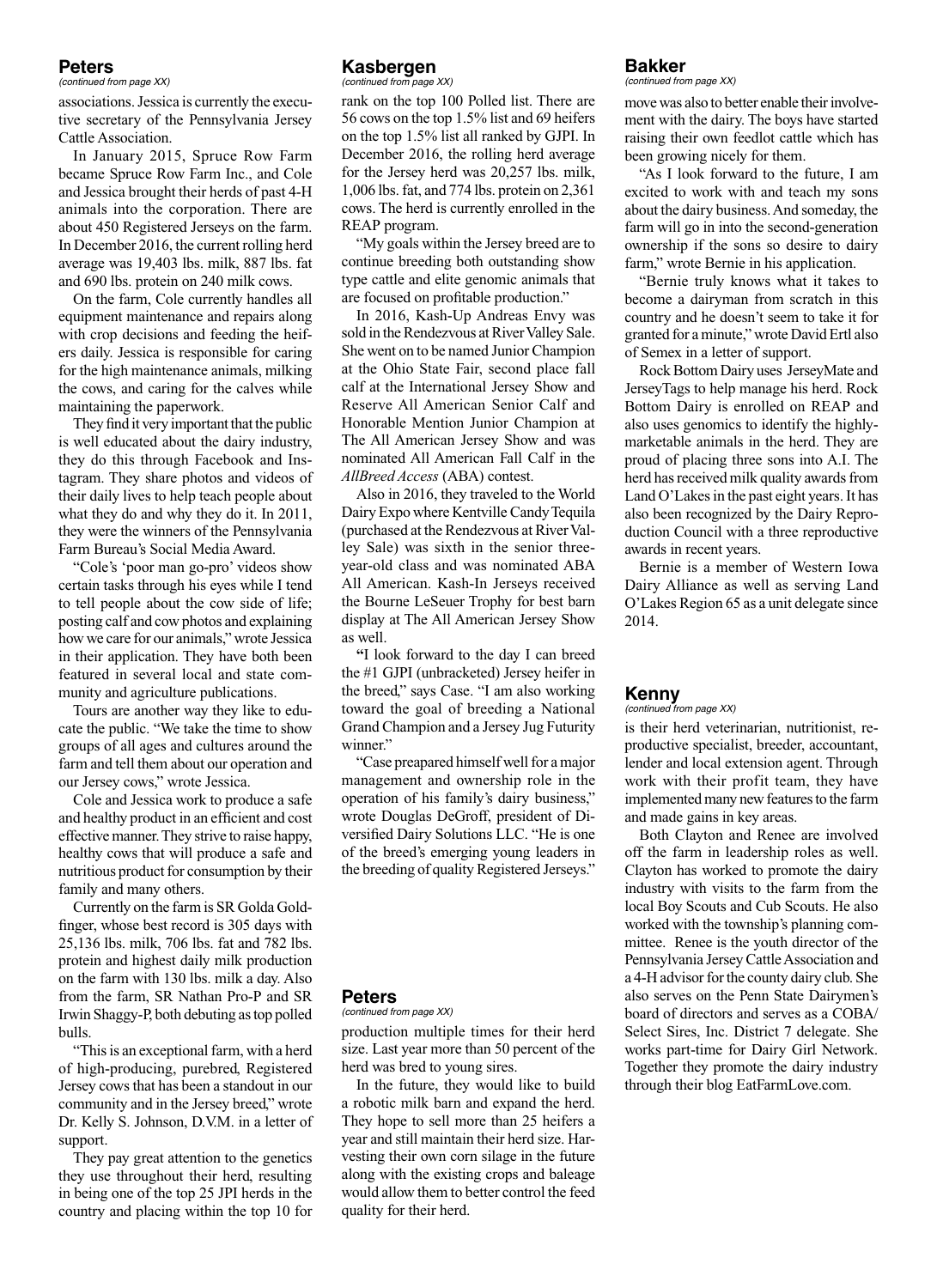## Peters

*(continued from page XX)*

associations. Jessica is currently the executive secretary of the Pennsylvania Jersey Cattle Association.

In January 2015, Spruce Row Farm became Spruce Row Farm Inc., and Cole and Jessica brought their herds of past 4-H animals into the corporation. There are about 450 Registered Jerseys on the farm. In December 2016, the current rolling herd average was 19,403 lbs. milk, 887 lbs. fat and 690 lbs. protein on 240 milk cows.

On the farm, Cole currently handles all equipment maintenance and repairs along with crop decisions and feeding the heifers daily. Jessica is responsible for caring for the high maintenance animals, milking the cows, and caring for the calves while maintaining the paperwork.

They find it very important that the public is well educated about the dairy industry, they do this through Facebook and Instagram. They share photos and videos of their daily lives to help teach people about what they do and why they do it. In 2011, they were the winners of the Pennsylvania Farm Bureau's Social Media Award.

"Cole's 'poor man go-pro' videos show certain tasks through his eyes while I tend to tell people about the cow side of life; posting calf and cow photos and explaining how we care for our animals," wrote Jessica in their application. They have both been featured in several local and state community and agriculture publications.

Tours are another way they like to educate the public. "We take the time to show groups of all ages and cultures around the farm and tell them about our operation and our Jersey cows," wrote Jessica.

Cole and Jessica work to produce a safe and healthy product in an efficient and cost effective manner. They strive to raise happy, healthy cows that will produce a safe and nutritious product for consumption by their family and many others.

Currently on the farm is SR Golda Goldfinger, whose best record is 305 days with 25,136 lbs. milk, 706 lbs. fat and 782 lbs. protein and highest daily milk production on the farm with 130 lbs. milk a day. Also from the farm, SR Nathan Pro-P and SR Irwin Shaggy-P, both debuting as top polled bulls.

"This is an exceptional farm, with a herd of high-producing, purebred, Registered Jersey cows that has been a standout in our community and in the Jersey breed," wrote Dr. Kelly S. Johnson, D.V.M. in a letter of support.

They pay great attention to the genetics they use throughout their herd, resulting in being one of the top 25 JPI herds in the country and placing within the top 10 for

## Kasbergen

*(continued from page XX)*

rank on the top 100 Polled list. There are 56 cows on the top 1.5% list and 69 heifers on the top 1.5% list all ranked by GJPI. In December 2016, the rolling herd average for the Jersey herd was 20,257 lbs. milk, 1,006 lbs. fat, and 774 lbs. protein on 2,361 cows. The herd is currently enrolled in the REAP program.

"My goals within the Jersey breed are to continue breeding both outstanding show type cattle and elite genomic animals that are focused on profitable production."

In 2016, Kash-Up Andreas Envy was sold in the Rendezvous at River Valley Sale. She went on to be named Junior Champion at the Ohio State Fair, second place fall calf at the International Jersey Show and Reserve All American Senior Calf and Honorable Mention Junior Champion at The All American Jersey Show and was nominated All American Fall Calf in the *AllBreed Access* (ABA) contest.

Also in 2016, they traveled to the World Dairy Expo where Kentville Candy Tequila (purchased at the Rendezvous at River Valley Sale) was sixth in the senior three-year-old class and was nominated ABA All American. Kash-In Jerseys received the Bourne LeSeuer Trophy for best barn display at The All American Jersey Show as well.

"I look forward to the day I can breed the #1 GJPI (unbracketed) Jersey heifer in the breed," says Case. "I am also working toward the goal of breeding a National Grand Champion and a Jersey Jug Futurity winner."

"Case preapared himself well for a major management and ownership role in the operation of his family's dairy business," wrote Douglas DeGroff, president of Diversified Dairy Solutions LLC. "He is one of the breed's emerging young leaders in the breeding of quality Registered Jerseys."

## Peters

*(continued from page XX)*

production multiple times for their herd size. Last year more than 50 percent of the herd was bred to young sires.

In the future, they would like to build a robotic milk barn and expand the herd. They hope to sell more than 25 heifers a year and still maintain their herd size. Harvesting their own corn silage in the future along with the existing crops and baleage would allow them to better control the feed quality for their herd.

## Bakker

*(continued from page XX)*

move was also to better enable their involvement with the dairy. The boys have started raising their own feedlot cattle which has been growing nicely for them.

"As I look forward to the future, I am excited to work with and teach my sons about the dairy business. And someday, the farm will go in into the second-generation ownership if the sons so desire to dairy farm," wrote Bernie in his application.

"Bernie truly knows what it takes to become a dairyman from scratch in this country and he doesn't seem to take it for granted for a minute," wrote David Ertl also of Semex in a letter of support.

Rock Bottom Dairy uses JerseyMate and JerseyTags to help manage his herd. Rock Bottom Dairy is enrolled on REAP and also uses genomics to identify the highly-marketable animals in the herd. They are proud of placing three sons into A.I. The herd has received milk quality awards from Land O'Lakes in the past eight years. It has also been recognized by the Dairy Reproduction Council with a three reproductive awards in recent years.

Bernie is a member of Western Iowa Dairy Alliance as well as serving Land O'Lakes Region 65 as a unit delegate since 2014.

## Kenny

*(continued from page XX)*

is their herd veterinarian, nutritionist, reproductive specialist, breeder, accountant, lender and local extension agent. Through work with their profit team, they have implemented many new features to the farm and made gains in key areas.

Both Clayton and Renee are involved off the farm in leadership roles as well. Clayton has worked to promote the dairy industry with visits to the farm from the local Boy Scouts and Cub Scouts. He also worked with the township's planning committee. Renee is the youth director of the Pennsylvania Jersey Cattle Association and a 4-H advisor for the county dairy club. She also serves on the Penn State Dairymen's board of directors and serves as a COBA/Select Sires, Inc. District 7 delegate. She works part-time for Dairy Girl Network. Together they promote the dairy industry through their blog EatFarmLove.com.